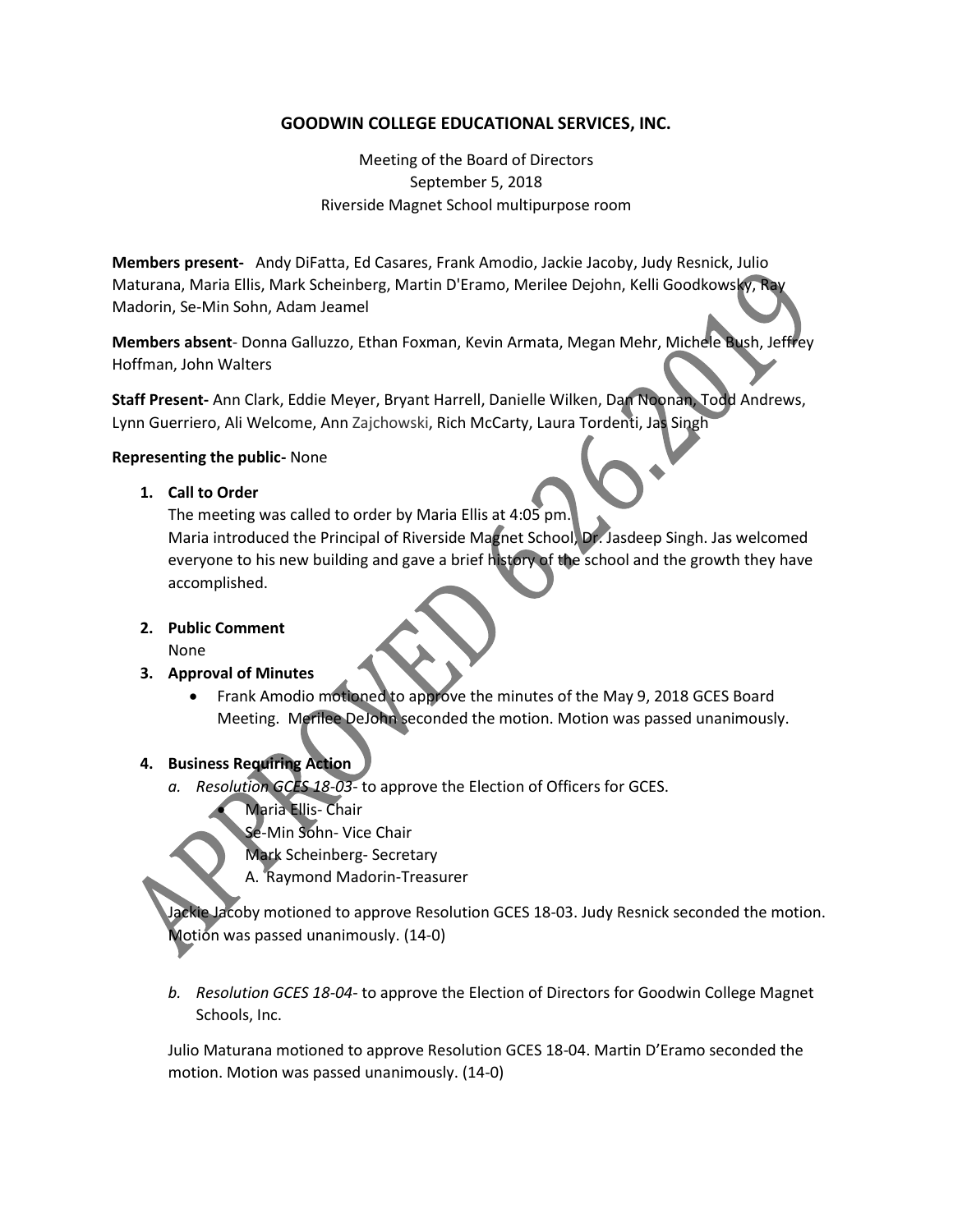# GOODWIN COLLEGE EDUCATIONAL SERVICES, INC.

Meeting of the Board of Directors
September 5, 2018
Riverside Magnet School multipurpose room

**Members present-** Andy DiFatta, Ed Casares, Frank Amodio, Jackie Jacoby, Judy Resnick, Julio Maturana, Maria Ellis, Mark Scheinberg, Martin D'Eramo, Merilee Dejohn, Kelli Goodkowsky, Ray Madorin, Se-Min Sohn, Adam Jeamel

**Members absent**- Donna Galluzzo, Ethan Foxman, Kevin Armata, Megan Mehr, Michele Bush, Jeffrey Hoffman, John Walters

**Staff Present-** Ann Clark, Eddie Meyer, Bryant Harrell, Danielle Wilken, Dan Noonan, Todd Andrews, Lynn Guerriero, Ali Welcome, Ann Zajchowski, Rich McCarty, Laura Tordenti, Jas Singh

**Representing the public-** None

1. **Call to Order**
   The meeting was called to order by Maria Ellis at 4:05 pm.
   Maria introduced the Principal of Riverside Magnet School, Dr. Jasdeep Singh. Jas welcomed everyone to his new building and gave a brief history of the school and the growth they have accomplished.

2. **Public Comment**
   None

3. **Approval of Minutes**
   - Frank Amodio motioned to approve the minutes of the May 9, 2018 GCES Board Meeting. Merilee DeJohn seconded the motion. Motion was passed unanimously.

4. **Business Requiring Action**
   a. *Resolution GCES 18-03*- to approve the Election of Officers for GCES.
      - Maria Ellis- Chair
        Se-Min Sohn- Vice Chair
        Mark Scheinberg- Secretary
        A. Raymond Madorin-Treasurer

   Jackie Jacoby motioned to approve Resolution GCES 18-03. Judy Resnick seconded the motion. Motion was passed unanimously. (14-0)

   b. *Resolution GCES 18-04*- to approve the Election of Directors for Goodwin College Magnet Schools, Inc.

   Julio Maturana motioned to approve Resolution GCES 18-04. Martin D'Eramo seconded the motion. Motion was passed unanimously. (14-0)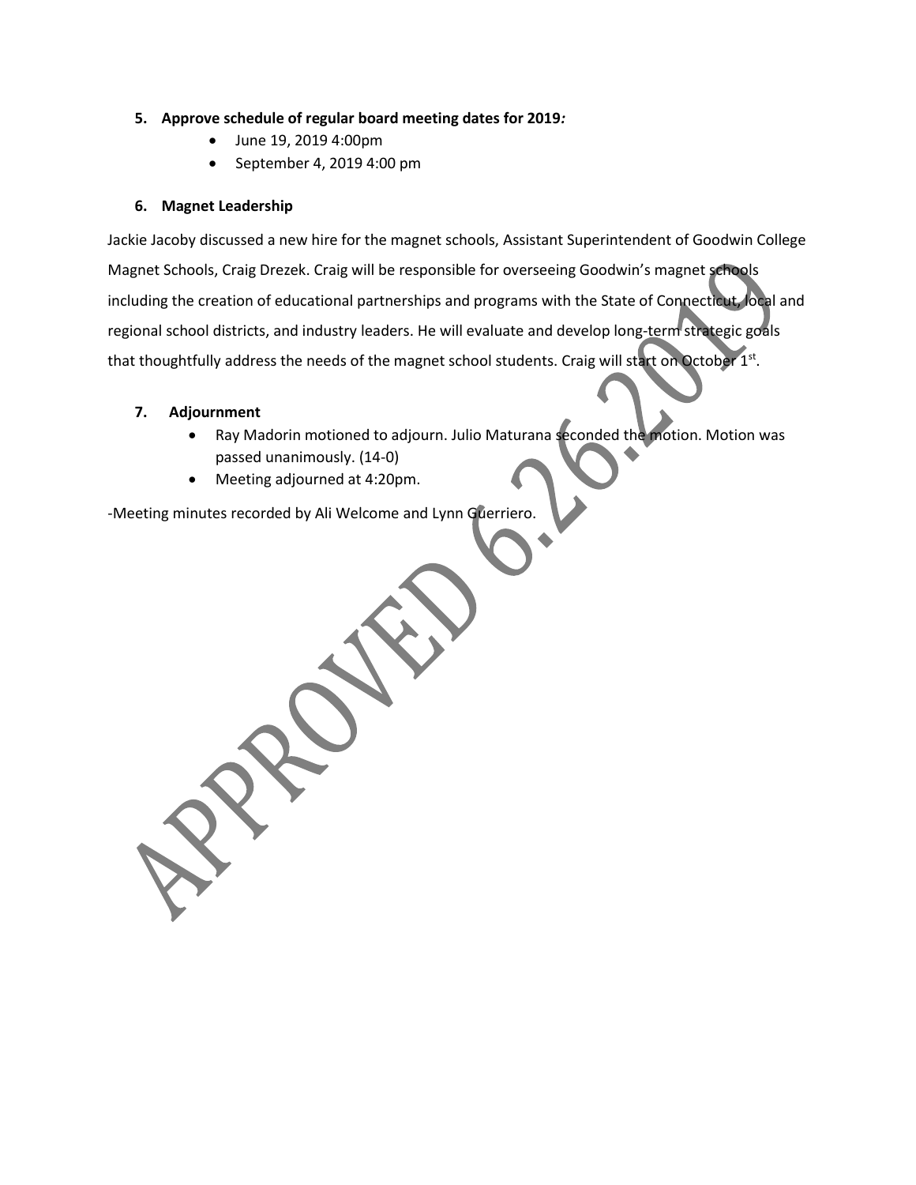5. **Approve schedule of regular board meeting dates for 2019*:***
    - June 19, 2019 4:00pm
    - September 4, 2019 4:00 pm

6. **Magnet Leadership**

Jackie Jacoby discussed a new hire for the magnet schools, Assistant Superintendent of Goodwin College Magnet Schools, Craig Drezek. Craig will be responsible for overseeing Goodwin's magnet schools including the creation of educational partnerships and programs with the State of Connecticut, local and regional school districts, and industry leaders. He will evaluate and develop long-term strategic goals that thoughtfully address the needs of the magnet school students. Craig will start on October 1st.

7. **Adjournment**
    - Ray Madorin motioned to adjourn. Julio Maturana seconded the motion. Motion was passed unanimously. (14-0)
    - Meeting adjourned at 4:20pm.

-Meeting minutes recorded by Ali Welcome and Lynn Guerriero.

APPROVED 6.26.2019